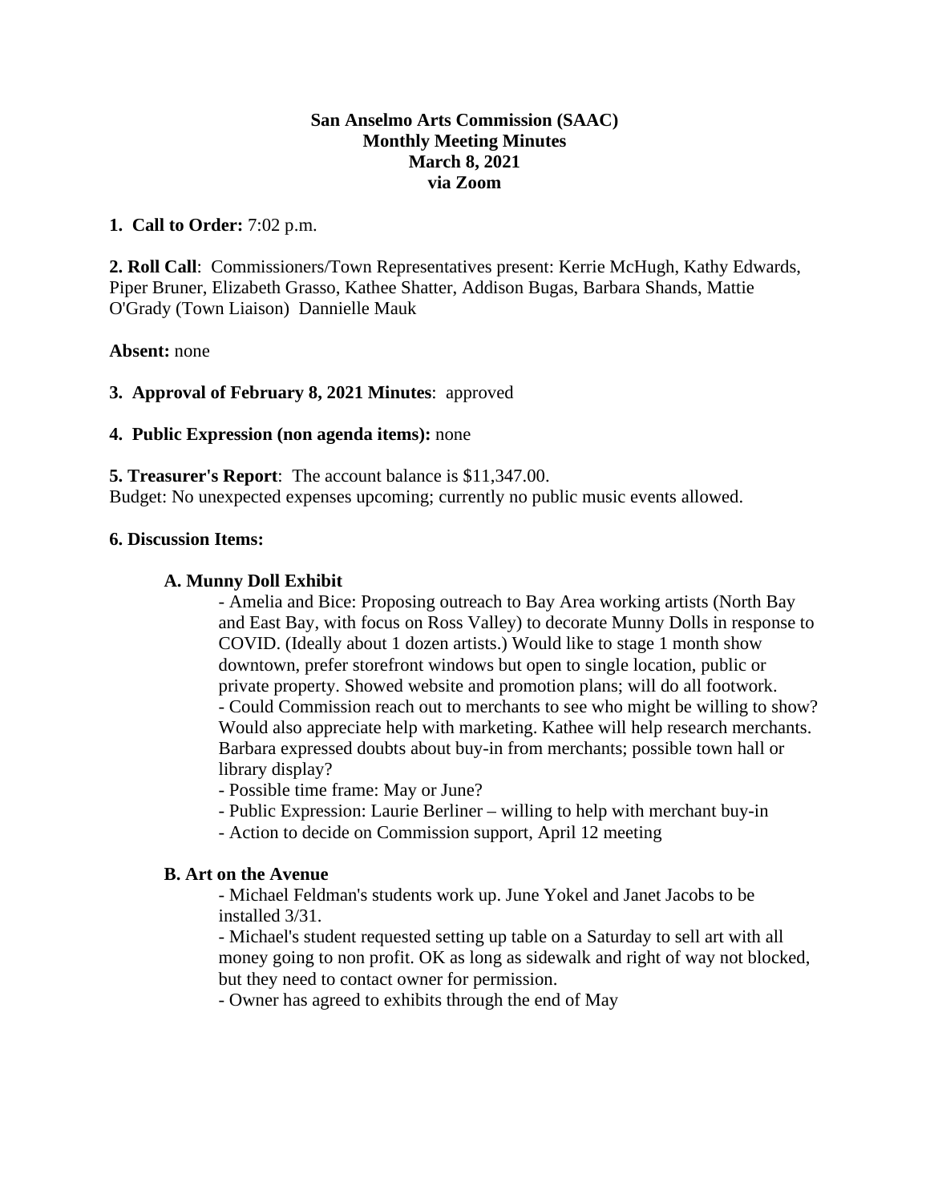**San Anselmo Arts Commission (SAAC)**
**Monthly Meeting Minutes**
**March 8, 2021**
**via Zoom**

**1. Call to Order:** 7:02 p.m.

**2. Roll Call**: Commissioners/Town Representatives present: Kerrie McHugh, Kathy Edwards, Piper Bruner, Elizabeth Grasso, Kathee Shatter, Addison Bugas, Barbara Shands, Mattie O'Grady (Town Liaison) Dannielle Mauk

**Absent:** none

**3. Approval of February 8, 2021 Minutes**: approved

**4. Public Expression (non agenda items):** none

**5. Treasurer's Report**: The account balance is $11,347.00.
Budget: No unexpected expenses upcoming; currently no public music events allowed.

**6. Discussion Items:**

**A. Munny Doll Exhibit**

- Amelia and Bice: Proposing outreach to Bay Area working artists (North Bay and East Bay, with focus on Ross Valley) to decorate Munny Dolls in response to COVID. (Ideally about 1 dozen artists.) Would like to stage 1 month show downtown, prefer storefront windows but open to single location, public or private property. Showed website and promotion plans; will do all footwork.
- Could Commission reach out to merchants to see who might be willing to show? Would also appreciate help with marketing. Kathee will help research merchants. Barbara expressed doubts about buy-in from merchants; possible town hall or library display?
- Possible time frame: May or June?
- Public Expression: Laurie Berliner – willing to help with merchant buy-in
- Action to decide on Commission support, April 12 meeting

**B. Art on the Avenue**

- Michael Feldman's students work up. June Yokel and Janet Jacobs to be installed 3/31.
- Michael's student requested setting up table on a Saturday to sell art with all money going to non profit. OK as long as sidewalk and right of way not blocked, but they need to contact owner for permission.
- Owner has agreed to exhibits through the end of May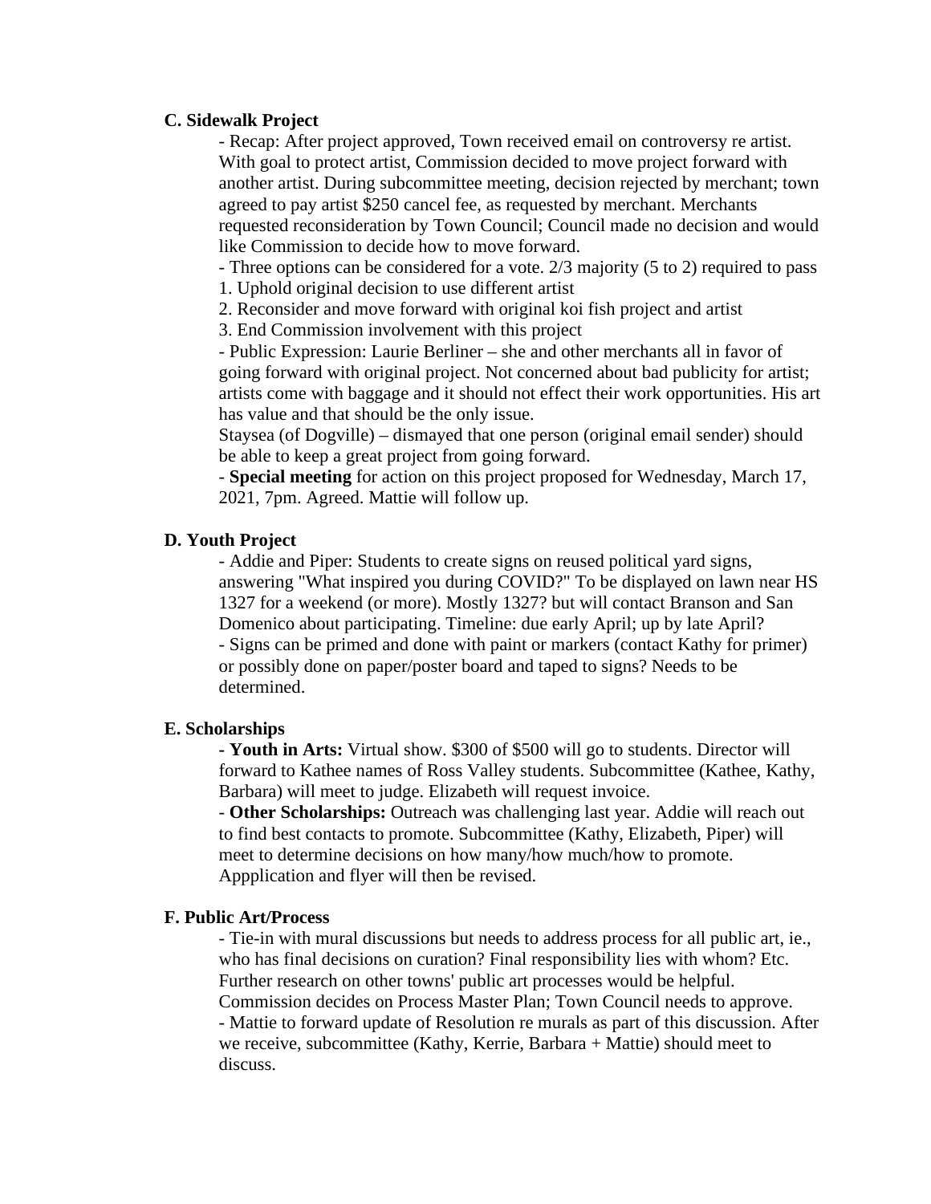**C. Sidewalk Project**

- Recap: After project approved, Town received email on controversy re artist. With goal to protect artist, Commission decided to move project forward with another artist. During subcommittee meeting, decision rejected by merchant; town agreed to pay artist $250 cancel fee, as requested by merchant. Merchants requested reconsideration by Town Council; Council made no decision and would like Commission to decide how to move forward.
- Three options can be considered for a vote. 2/3 majority (5 to 2) required to pass
  1. Uphold original decision to use different artist
  2. Reconsider and move forward with original koi fish project and artist
  3. End Commission involvement with this project
- Public Expression: Laurie Berliner – she and other merchants all in favor of going forward with original project. Not concerned about bad publicity for artist; artists come with baggage and it should not effect their work opportunities. His art has value and that should be the only issue.

  Staysea (of Dogville) – dismayed that one person (original email sender) should be able to keep a great project from going forward.
- **Special meeting** for action on this project proposed for Wednesday, March 17, 2021, 7pm. Agreed. Mattie will follow up.

**D. Youth Project**

- Addie and Piper: Students to create signs on reused political yard signs, answering "What inspired you during COVID?" To be displayed on lawn near HS 1327 for a weekend (or more). Mostly 1327? but will contact Branson and San Domenico about participating. Timeline: due early April; up by late April?
- Signs can be primed and done with paint or markers (contact Kathy for primer) or possibly done on paper/poster board and taped to signs? Needs to be determined.

**E. Scholarships**

- **Youth in Arts:** Virtual show. $300 of $500 will go to students. Director will forward to Kathee names of Ross Valley students. Subcommittee (Kathee, Kathy, Barbara) will meet to judge. Elizabeth will request invoice.
- **Other Scholarships:** Outreach was challenging last year. Addie will reach out to find best contacts to promote. Subcommittee (Kathy, Elizabeth, Piper) will meet to determine decisions on how many/how much/how to promote. Appplication and flyer will then be revised.

**F. Public Art/Process**

- Tie-in with mural discussions but needs to address process for all public art, ie., who has final decisions on curation? Final responsibility lies with whom? Etc. Further research on other towns' public art processes would be helpful. Commission decides on Process Master Plan; Town Council needs to approve.
- Mattie to forward update of Resolution re murals as part of this discussion. After we receive, subcommittee (Kathy, Kerrie, Barbara + Mattie) should meet to discuss.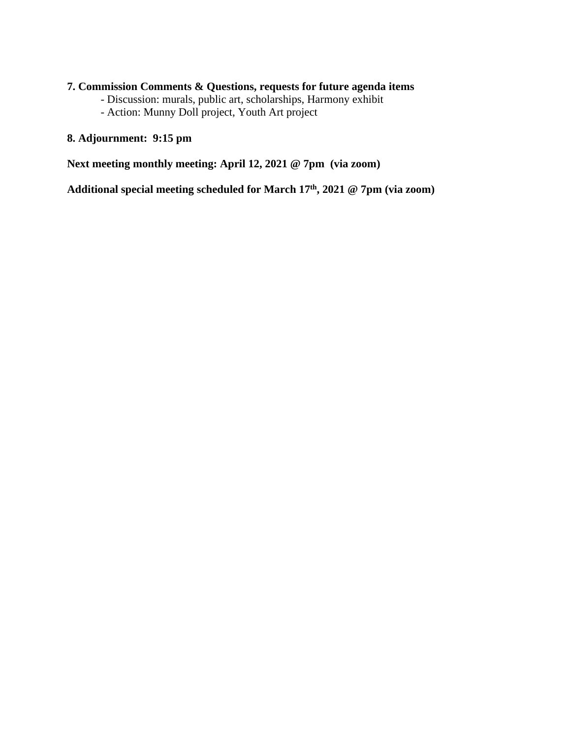**7. Commission Comments & Questions, requests for future agenda items**

- Discussion: murals, public art, scholarships, Harmony exhibit
- Action: Munny Doll project, Youth Art project

**8. Adjournment: 9:15 pm**

**Next meeting monthly meeting: April 12, 2021 @ 7pm (via zoom)**

**Additional special meeting scheduled for March 17th, 2021 @ 7pm (via zoom)**